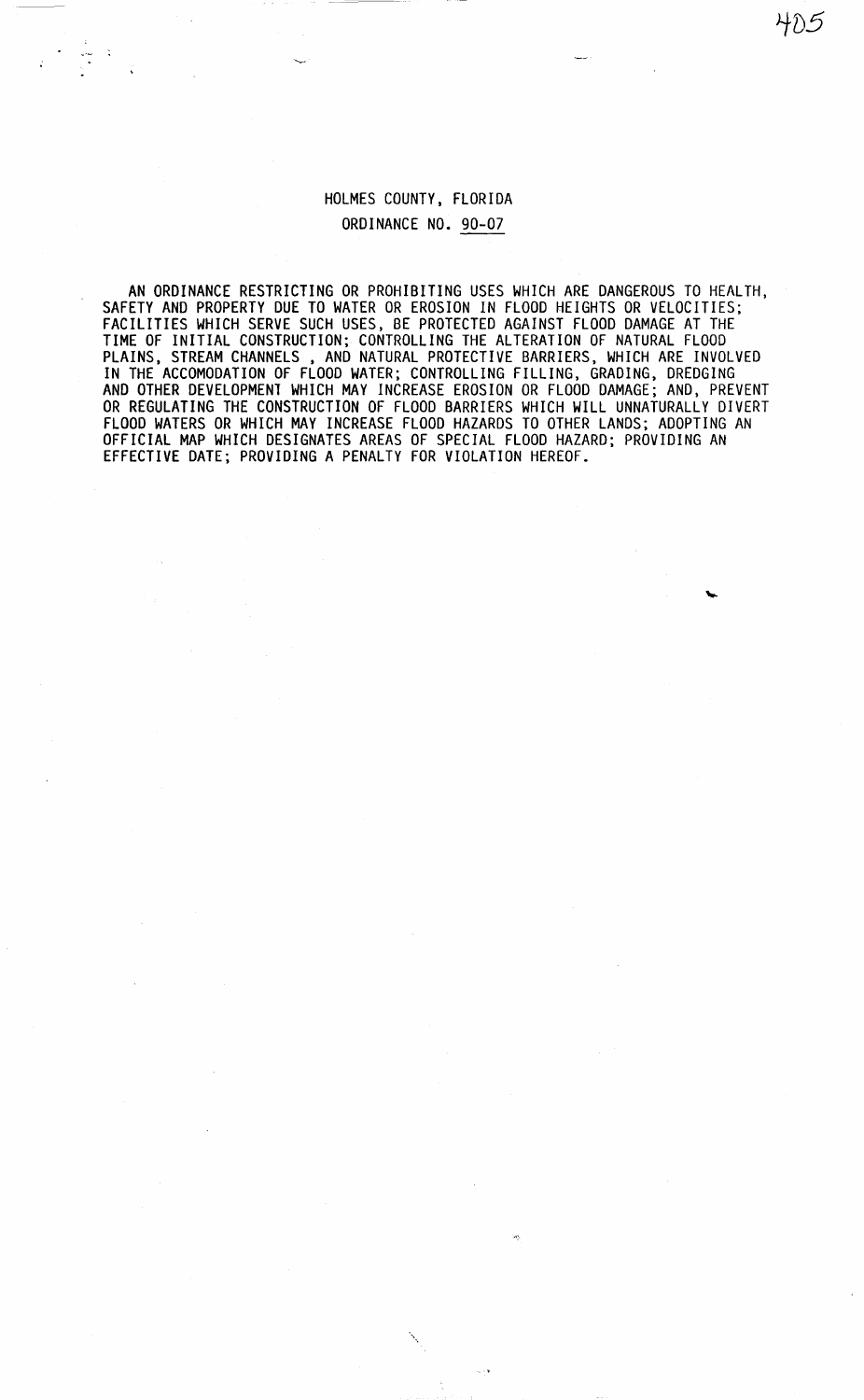# HOLMES COUNTY, FLORIDA

## ORDINANCE NO. 90-07

AN ORDINANCE RESTRICTING OR PROHIBITING USES WHICH ARE DANGEROUS TO HEALTH, SAFETY AND PROPERTY DUE TO WATER OR EROSION IN FLOOD HEIGHTS OR VELOCITIES; FACILITIES WHICH SERVE SUCH USES, BE PROTECTED AGAINST FLOOD DAMAGE AT THE TIME OF INITIAL CONSTRUCTION; CONTROLLING THE ALTERATION OF NATURAL FLOOD PLAINS, STREAM CHANNELS , AND NATURAL PROTECTIVE BARRIERS, WHICH ARE INVOLVED IN THE ACCOMODATION OF FLOOD WATER; CONTROLLING FILLING, GRADING, DREDGING AND OTHER DEVELOPMENT WHICH MAY INCREASE EROSION OR FLOOD DAMAGE; AND, PREVENT OR REGULATING THE CONSTRUCTION OF FLOOD BARRIERS WHICH WILL UNNATURALLY DIVERT FLOOD WATERS OR WHICH MAY INCREASE FLOOD HAZARDS TO OTHER LANDS; ADOPTING AN OFFICIAL MAP WHICH DESIGNATES AREAS OF SPECIAL FLOOD HAZARD; PROVIDING AN EFFECTIVE DATE; PROVIDING A PENALTY FOR VIOLATION HEREOF.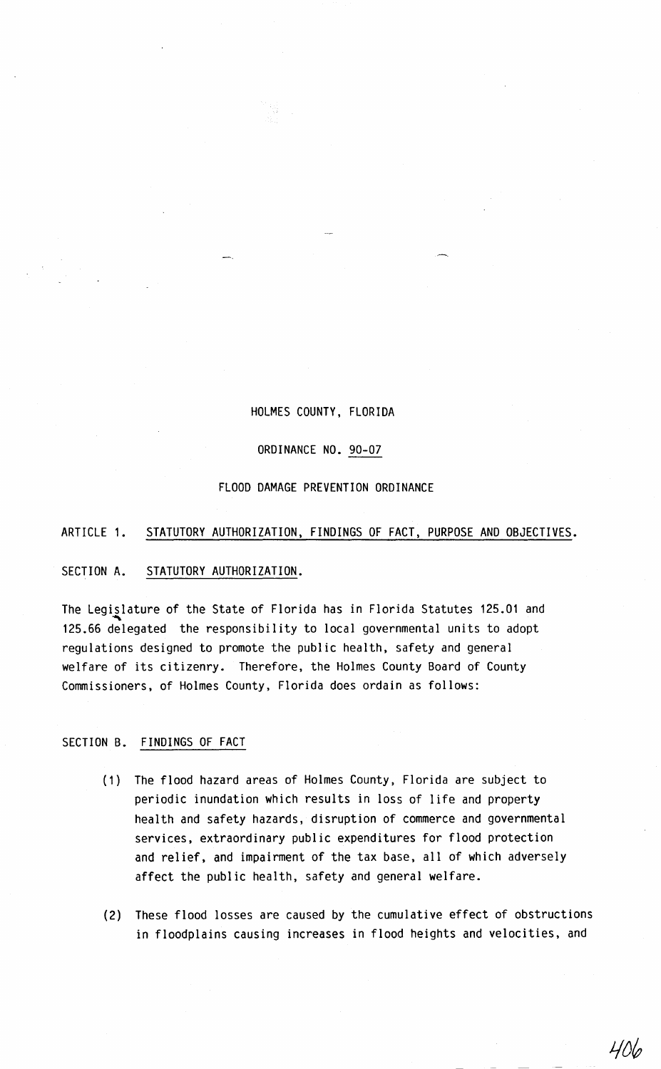HOLMES COUNTY, FLORIDA

ORDINANCE NO. 90-07

FLOOD DAMAGE PREVENTION ORDINANCE

## ARTICLE 1. STATUTORY AUTHORIZATION, FINDINGS OF FACT, PURPOSE AND OBJECTIVES.

### SECTION A. STATUTORY AUTHORIZATION.

The Legislature of the State of Florida has in Florida Statutes 125.01 and 125.66 delegated the responsibility to local governmental units to adopt regulations designed to promote the public health, safety and general welfare of its citizenry. Therefore, the Holmes County Board of County Commissioners, of Holmes County, Florida does ordain as follows:

### SECTION B. FINDINGS OF FACT

(1) The flood hazard areas of Holmes County, Florida are subject to periodic inundation which results in loss of life and property health and safety hazards, disruption of commerce and governmental services, extraordinary public expenditures for flood protection and relief, and impairment of the tax base, all of which adversely affect the public health, safety and general welfare.

(2) These flood losses are caused by the cumulative effect of obstructions in floodplains causing increases in flood heights and velocities, and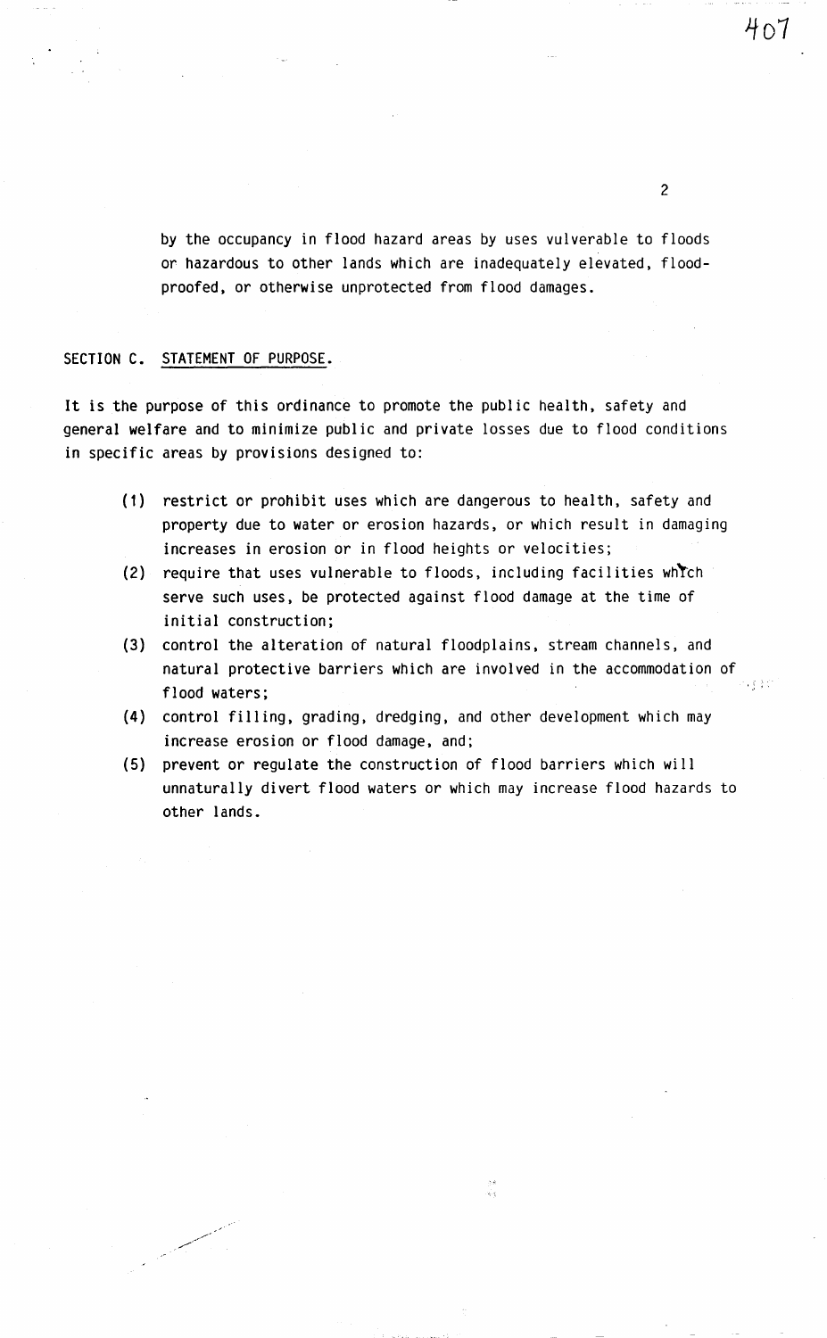by the occupancy in flood hazard areas by uses vulverable to floods or hazardous to other lands which are inadequately elevated, flood-proofed, or otherwise unprotected from flood damages.

## SECTION C. STATEMENT OF PURPOSE.

It is the purpose of this ordinance to promote the public health, safety and general welfare and to minimize public and private losses due to flood conditions in specific areas by provisions designed to:

(1) restrict or prohibit uses which are dangerous to health, safety and property due to water or erosion hazards, or which result in damaging increases in erosion or in flood heights or velocities;

(2) require that uses vulnerable to floods, including facilities which serve such uses, be protected against flood damage at the time of initial construction;

(3) control the alteration of natural floodplains, stream channels, and natural protective barriers which are involved in the accommodation of flood waters;

(4) control filling, grading, dredging, and other development which may increase erosion or flood damage, and;

(5) prevent or regulate the construction of flood barriers which will unnaturally divert flood waters or which may increase flood hazards to other lands.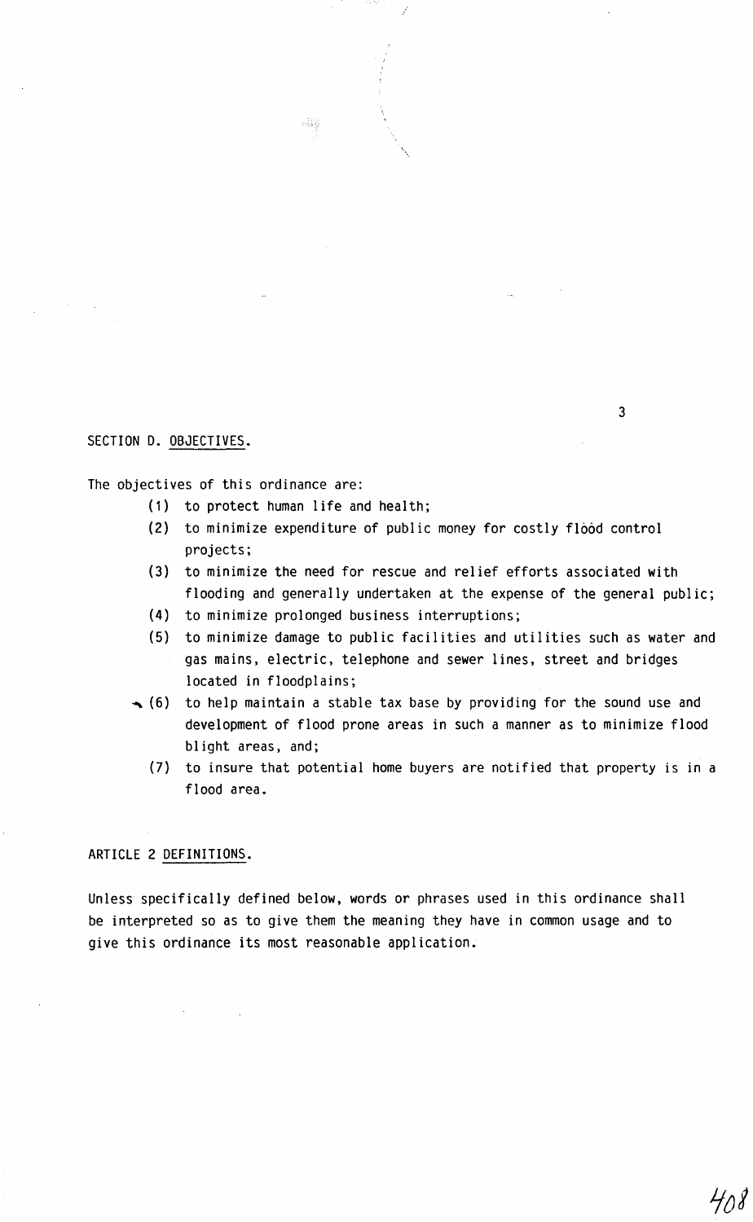SECTION D. OBJECTIVES.

The objectives of this ordinance are:

(1) to protect human life and health;

(2) to minimize expenditure of public money for costly flood control projects;

(3) to minimize the need for rescue and relief efforts associated with flooding and generally undertaken at the expense of the general public;

(4) to minimize prolonged business interruptions;

(5) to minimize damage to public facilities and utilities such as water and gas mains, electric, telephone and sewer lines, street and bridges located in floodplains;

(6) to help maintain a stable tax base by providing for the sound use and development of flood prone areas in such a manner as to minimize flood blight areas, and;

(7) to insure that potential home buyers are notified that property is in a flood area.

ARTICLE 2 DEFINITIONS.

Unless specifically defined below, words or phrases used in this ordinance shall be interpreted so as to give them the meaning they have in common usage and to give this ordinance its most reasonable application.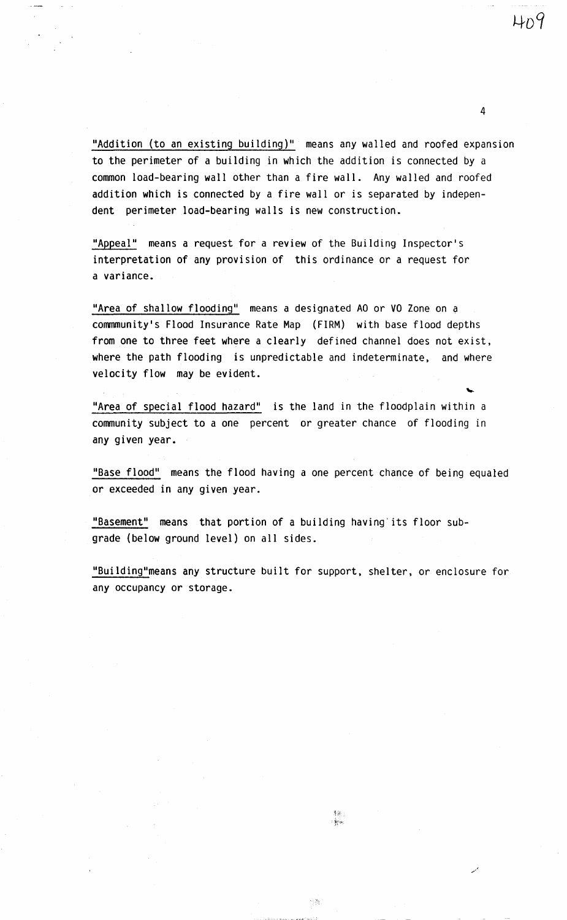"Addition (to an existing building)" means any walled and roofed expansion to the perimeter of a building in which the addition is connected by a common load-bearing wall other than a fire wall. Any walled and roofed addition which is connected by a fire wall or is separated by independent perimeter load-bearing walls is new construction.

"Appeal" means a request for a review of the Building Inspector's interpretation of any provision of this ordinance or a request for a variance.

"Area of shallow flooding" means a designated AO or VO Zone on a commmunity's Flood Insurance Rate Map (FIRM) with base flood depths from one to three feet where a clearly defined channel does not exist, where the path flooding is unpredictable and indeterminate, and where velocity flow may be evident.

"Area of special flood hazard" is the land in the floodplain within a community subject to a one percent or greater chance of flooding in any given year.

"Base flood" means the flood having a one percent chance of being equaled or exceeded in any given year.

"Basement" means that portion of a building having its floor subgrade (below ground level) on all sides.

"Building" means any structure built for support, shelter, or enclosure for any occupancy or storage.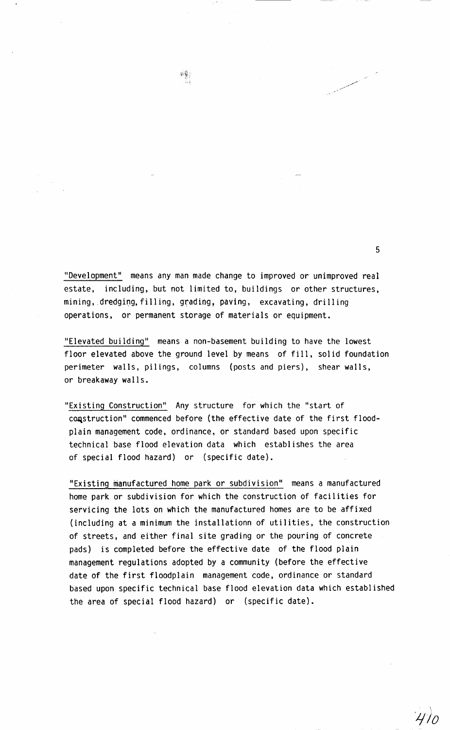"Development" means any man made change to improved or unimproved real estate, including, but not limited to, buildings or other structures, mining, dredging, filling, grading, paving, excavating, drilling operations, or permanent storage of materials or equipment.

"Elevated building" means a non-basement building to have the lowest floor elevated above the ground level by means of fill, solid foundation perimeter walls, pilings, columns (posts and piers), shear walls, or breakaway walls.

"Existing Construction" Any structure for which the "start of construction" commenced before (the effective date of the first floodplain management code, ordinance, or standard based upon specific technical base flood elevation data which establishes the area of special flood hazard) or (specific date).

"Existing manufactured home park or subdivision" means a manufactured home park or subdivision for which the construction of facilities for servicing the lots on which the manufactured homes are to be affixed (including at a minimum the installationn of utilities, the construction of streets, and either final site grading or the pouring of concrete pads) is completed before the effective date of the flood plain management regulations adopted by a community (before the effective date of the first floodplain management code, ordinance or standard based upon specific technical base flood elevation data which established the area of special flood hazard) or (specific date).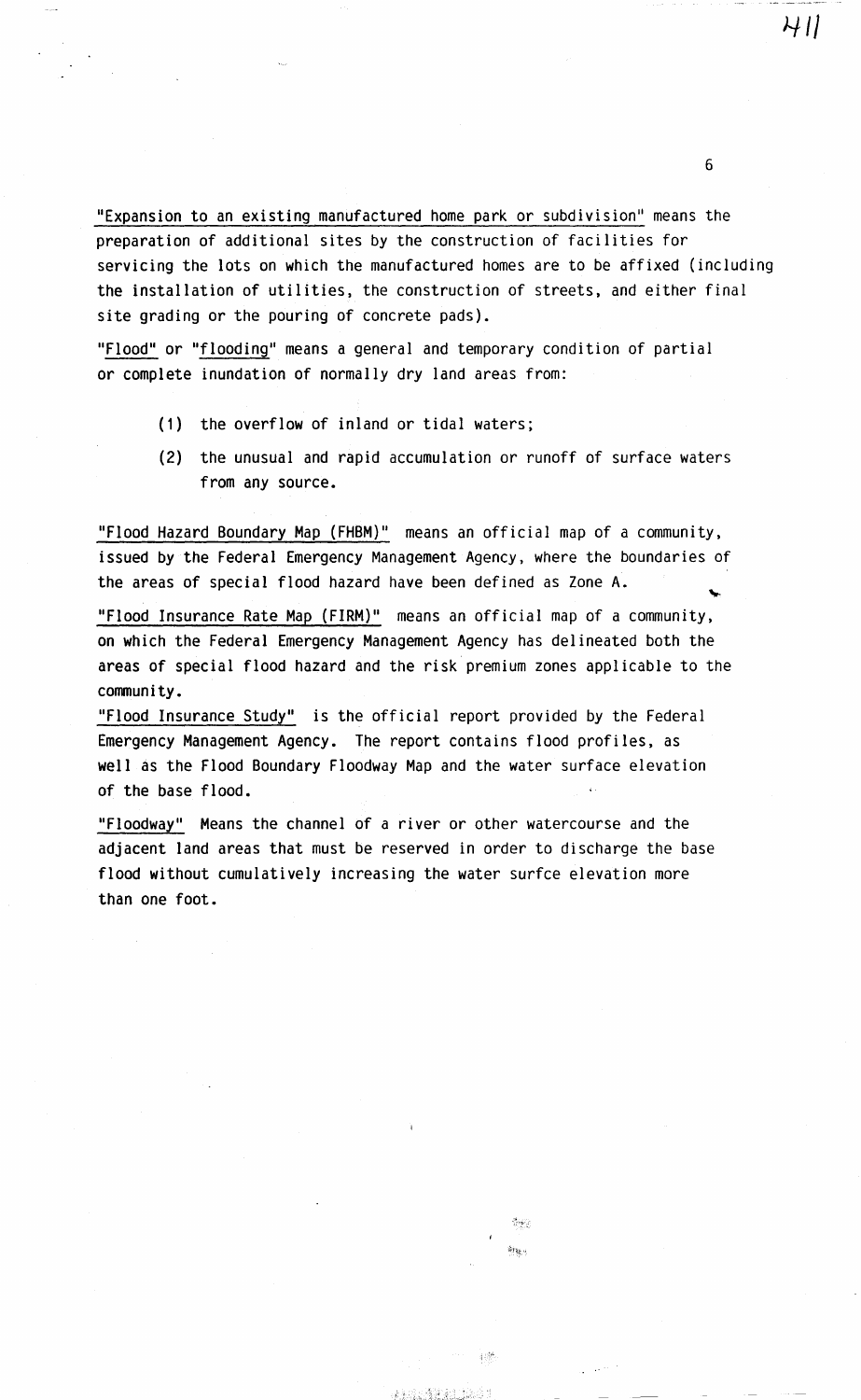"Expansion to an existing manufactured home park or subdivision" means the preparation of additional sites by the construction of facilities for servicing the lots on which the manufactured homes are to be affixed (including the installation of utilities, the construction of streets, and either final site grading or the pouring of concrete pads).

"Flood" or "flooding" means a general and temporary condition of partial or complete inundation of normally dry land areas from:

(1) the overflow of inland or tidal waters;

(2) the unusual and rapid accumulation or runoff of surface waters from any source.

"Flood Hazard Boundary Map (FHBM)" means an official map of a community, issued by the Federal Emergency Management Agency, where the boundaries of the areas of special flood hazard have been defined as Zone A.

"Flood Insurance Rate Map (FIRM)" means an official map of a community, on which the Federal Emergency Management Agency has delineated both the areas of special flood hazard and the risk premium zones applicable to the community.

"Flood Insurance Study" is the official report provided by the Federal Emergency Management Agency. The report contains flood profiles, as well as the Flood Boundary Floodway Map and the water surface elevation of the base flood.

"Floodway" Means the channel of a river or other watercourse and the adjacent land areas that must be reserved in order to discharge the base flood without cumulatively increasing the water surfce elevation more than one foot.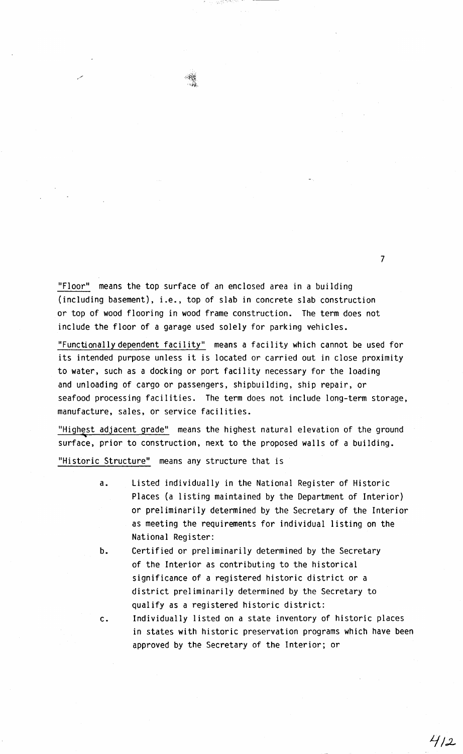<u>"Floor"</u> means the top surface of an enclosed area in a building (including basement), i.e., top of slab in concrete slab construction or top of wood flooring in wood frame construction. The term does not include the floor of a garage used solely for parking vehicles.

<u>"Functionally dependent facility"</u> means a facility which cannot be used for its intended purpose unless it is located or carried out in close proximity to water, such as a docking or port facility necessary for the loading and unloading of cargo or passengers, shipbuilding, ship repair, or seafood processing facilities. The term does not include long-term storage, manufacture, sales, or service facilities.

<u>"Highest adjacent grade"</u> means the highest natural elevation of the ground surface, prior to construction, next to the proposed walls of a building.

<u>"Historic Structure"</u> means any structure that is

a. Listed individually in the National Register of Historic Places (a listing maintained by the Department of Interior) or preliminarily determined by the Secretary of the Interior as meeting the requirements for individual listing on the National Register:

b. Certified or preliminarily determined by the Secretary of the Interior as contributing to the historical significance of a registered historic district or a district preliminarily determined by the Secretary to qualify as a registered historic district:

c. Individually listed on a state inventory of historic places in states with historic preservation programs which have been approved by the Secretary of the Interior; or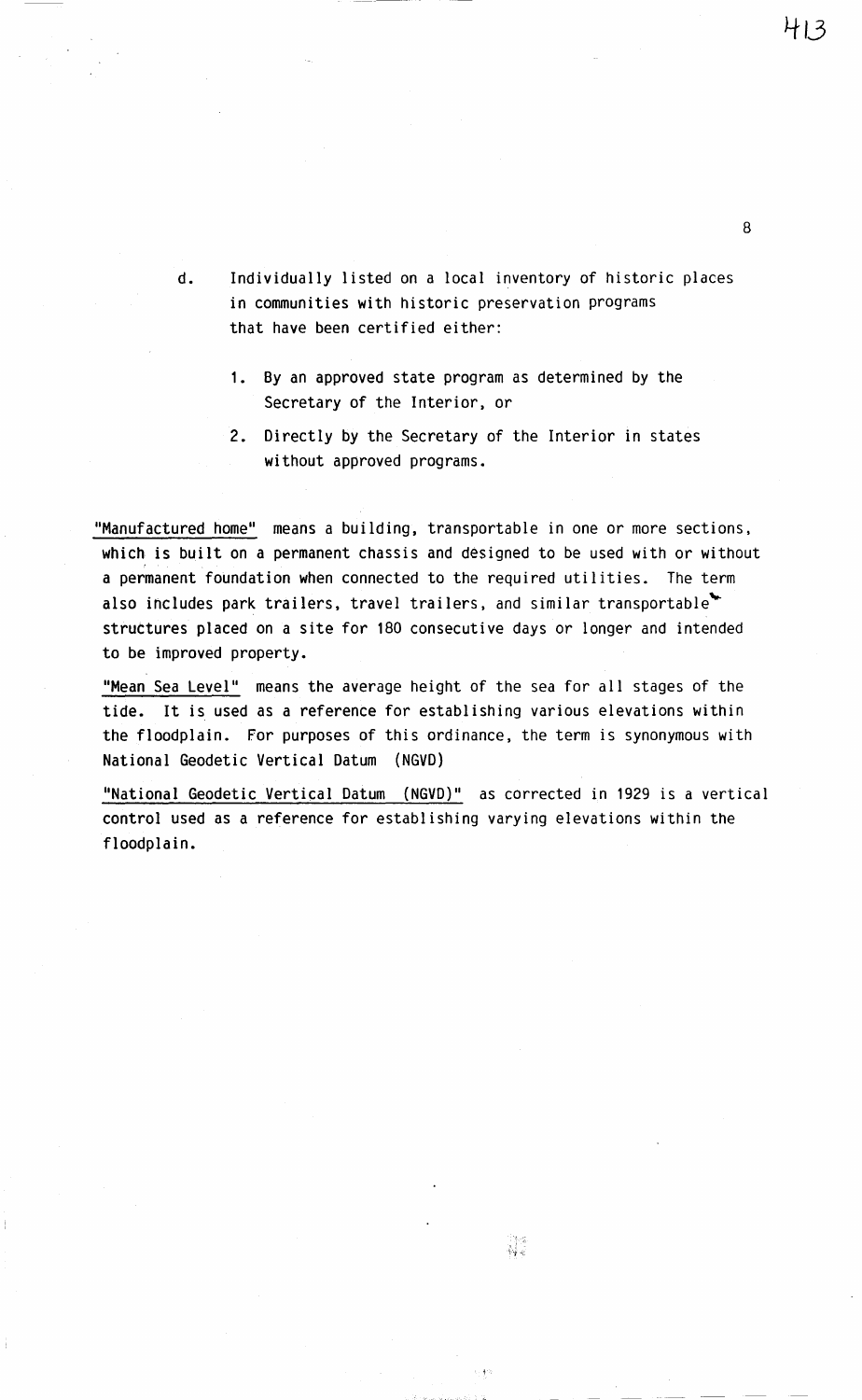d. Individually listed on a local inventory of historic places in communities with historic preservation programs that have been certified either:

   1. By an approved state program as determined by the Secretary of the Interior, or

   2. Directly by the Secretary of the Interior in states without approved programs.

"Manufactured home" means a building, transportable in one or more sections, which is built on a permanent chassis and designed to be used with or without a permanent foundation when connected to the required utilities. The term also includes park trailers, travel trailers, and similar transportable structures placed on a site for 180 consecutive days or longer and intended to be improved property.

"Mean Sea Level" means the average height of the sea for all stages of the tide. It is used as a reference for establishing various elevations within the floodplain. For purposes of this ordinance, the term is synonymous with National Geodetic Vertical Datum (NGVD)

"National Geodetic Vertical Datum (NGVD)" as corrected in 1929 is a vertical control used as a reference for establishing varying elevations within the floodplain.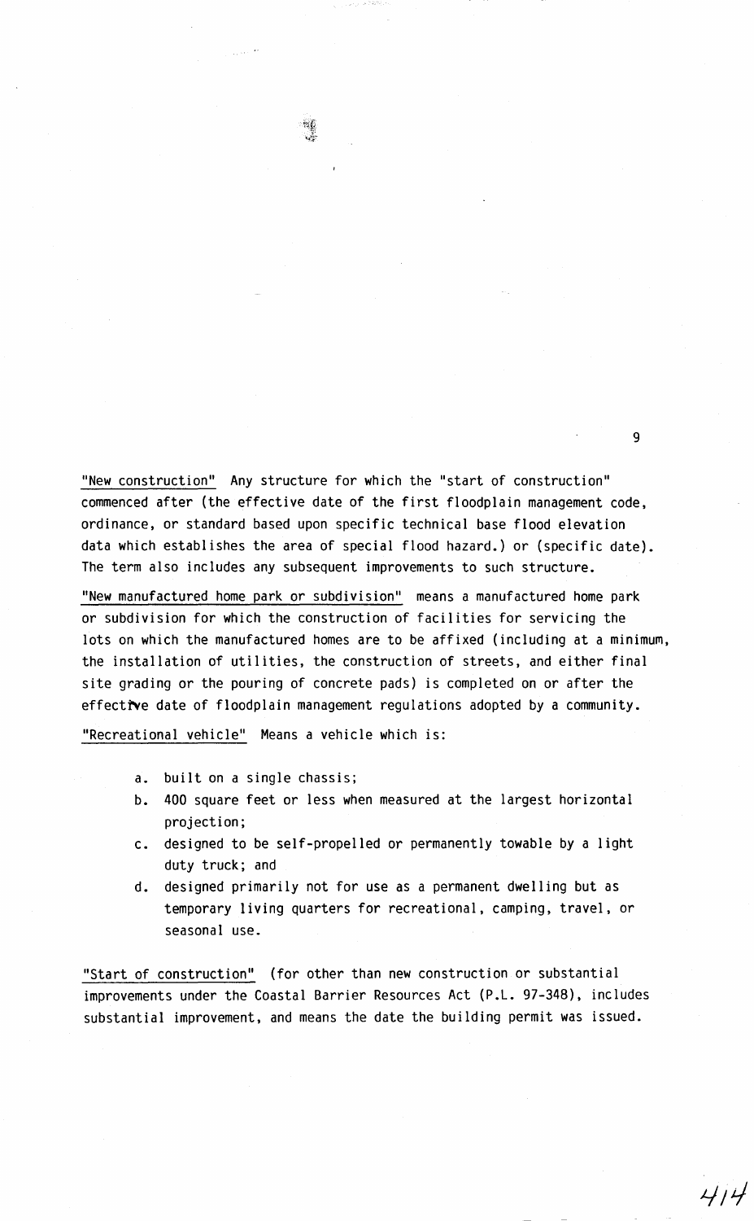"New construction" Any structure for which the "start of construction" commenced after (the effective date of the first floodplain management code, ordinance, or standard based upon specific technical base flood elevation data which establishes the area of special flood hazard.) or (specific date). The term also includes any subsequent improvements to such structure.

"New manufactured home park or subdivision" means a manufactured home park or subdivision for which the construction of facilities for servicing the lots on which the manufactured homes are to be affixed (including at a minimum, the installation of utilities, the construction of streets, and either final site grading or the pouring of concrete pads) is completed on or after the effective date of floodplain management regulations adopted by a community.

"Recreational vehicle" Means a vehicle which is:

a. built on a single chassis;
b. 400 square feet or less when measured at the largest horizontal projection;
c. designed to be self-propelled or permanently towable by a light duty truck; and
d. designed primarily not for use as a permanent dwelling but as temporary living quarters for recreational, camping, travel, or seasonal use.

"Start of construction" (for other than new construction or substantial improvements under the Coastal Barrier Resources Act (P.L. 97-348), includes substantial improvement, and means the date the building permit was issued.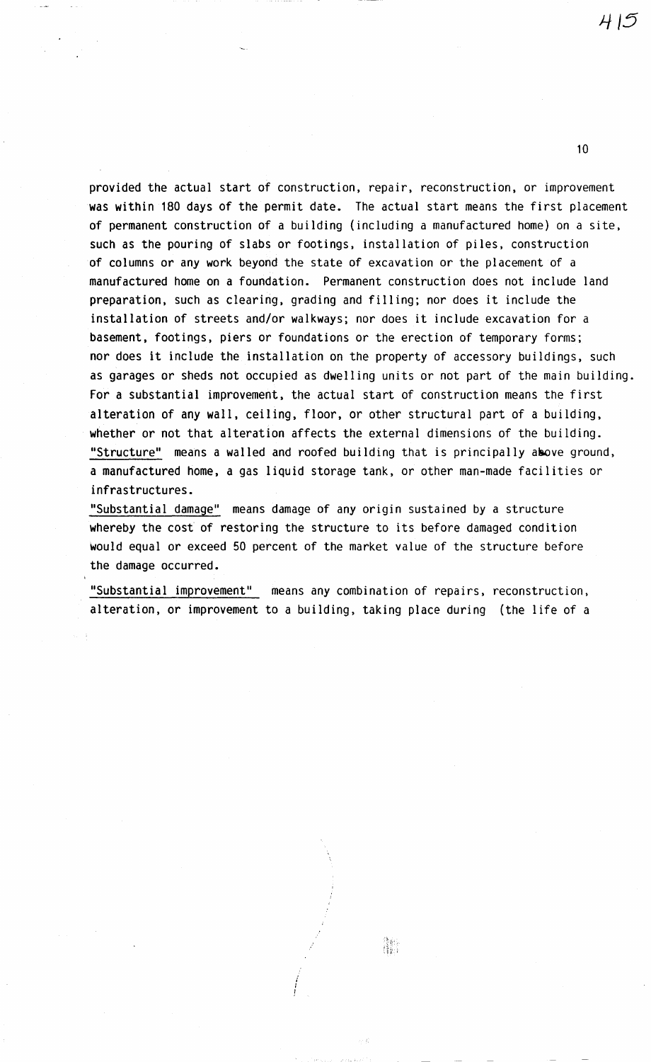provided the actual start of construction, repair, reconstruction, or improvement was within 180 days of the permit date. The actual start means the first placement of permanent construction of a building (including a manufactured home) on a site, such as the pouring of slabs or footings, installation of piles, construction of columns or any work beyond the state of excavation or the placement of a manufactured home on a foundation. Permanent construction does not include land preparation, such as clearing, grading and filling; nor does it include the installation of streets and/or walkways; nor does it include excavation for a basement, footings, piers or foundations or the erection of temporary forms; nor does it include the installation on the property of accessory buildings, such as garages or sheds not occupied as dwelling units or not part of the main building. For a substantial improvement, the actual start of construction means the first alteration of any wall, ceiling, floor, or other structural part of a building, whether or not that alteration affects the external dimensions of the building.

"Structure" means a walled and roofed building that is principally above ground, a manufactured home, a gas liquid storage tank, or other man-made facilities or infrastructures.

"Substantial damage" means damage of any origin sustained by a structure whereby the cost of restoring the structure to its before damaged condition would equal or exceed 50 percent of the market value of the structure before the damage occurred.

"Substantial improvement" means any combination of repairs, reconstruction, alteration, or improvement to a building, taking place during (the life of a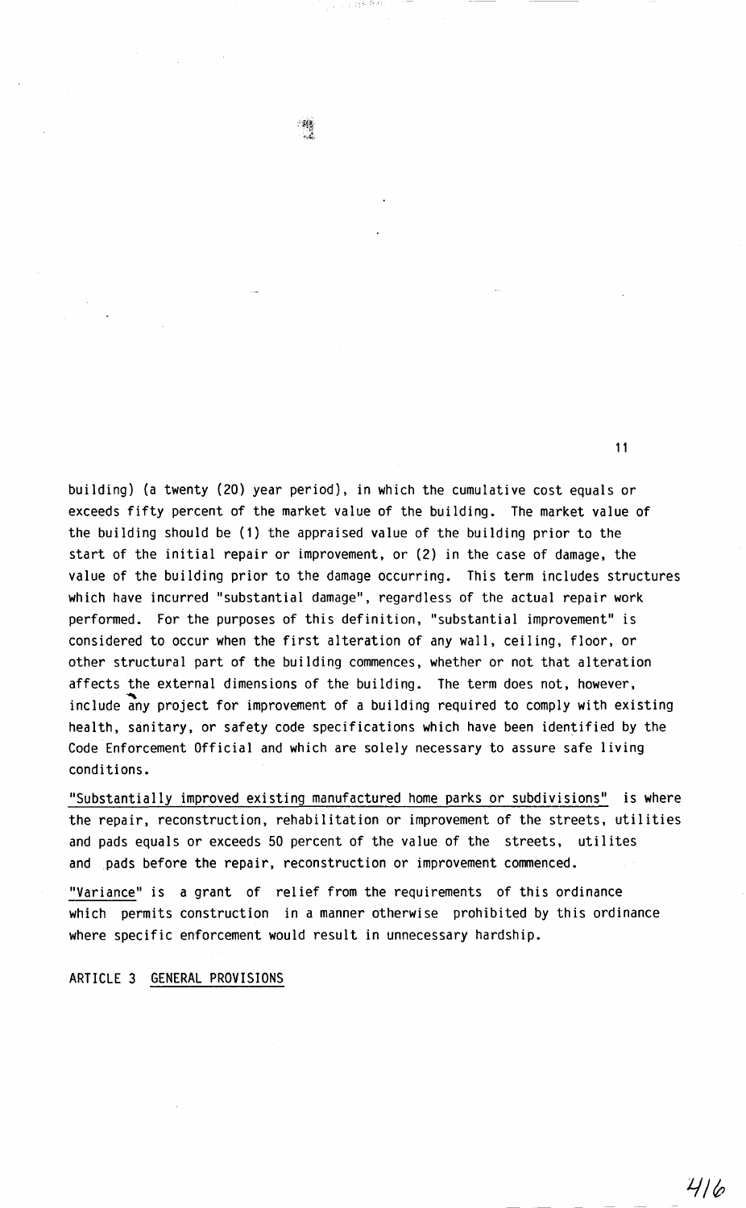building) (a twenty (20) year period), in which the cumulative cost equals or exceeds fifty percent of the market value of the building. The market value of the building should be (1) the appraised value of the building prior to the start of the initial repair or improvement, or (2) in the case of damage, the value of the building prior to the damage occurring. This term includes structures which have incurred "substantial damage", regardless of the actual repair work performed. For the purposes of this definition, "substantial improvement" is considered to occur when the first alteration of any wall, ceiling, floor, or other structural part of the building commences, whether or not that alteration affects the external dimensions of the building. The term does not, however, include any project for improvement of a building required to comply with existing health, sanitary, or safety code specifications which have been identified by the Code Enforcement Official and which are solely necessary to assure safe living conditions.

<u>"Substantially improved existing manufactured home parks or subdivisions"</u> is where the repair, reconstruction, rehabilitation or improvement of the streets, utilities and pads equals or exceeds 50 percent of the value of the streets, utilites and pads before the repair, reconstruction or improvement commenced.

<u>"Variance"</u> is a grant of relief from the requirements of this ordinance which permits construction in a manner otherwise prohibited by this ordinance where specific enforcement would result in unnecessary hardship.

## ARTICLE 3 <u>GENERAL PROVISIONS</u>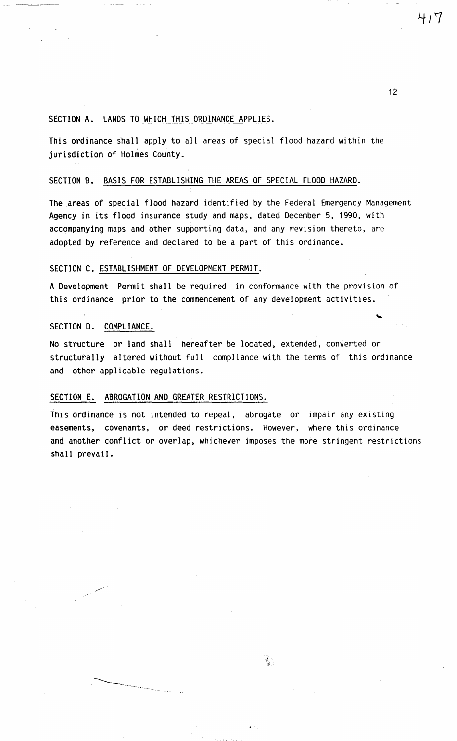SECTION A. LANDS TO WHICH THIS ORDINANCE APPLIES.

This ordinance shall apply to all areas of special flood hazard within the jurisdiction of Holmes County.

SECTION B. BASIS FOR ESTABLISHING THE AREAS OF SPECIAL FLOOD HAZARD.

The areas of special flood hazard identified by the Federal Emergency Management Agency in its flood insurance study and maps, dated December 5, 1990, with accompanying maps and other supporting data, and any revision thereto, are adopted by reference and declared to be a part of this ordinance.

SECTION C. ESTABLISHMENT OF DEVELOPMENT PERMIT.

A Development Permit shall be required in conformance with the provision of this ordinance prior to the commencement of any development activities.

SECTION D. COMPLIANCE.

No structure or land shall hereafter be located, extended, converted or structurally altered without full compliance with the terms of this ordinance and other applicable regulations.

SECTION E. ABROGATION AND GREATER RESTRICTIONS.

This ordinance is not intended to repeal, abrogate or impair any existing easements, covenants, or deed restrictions. However, where this ordinance and another conflict or overlap, whichever imposes the more stringent restrictions shall prevail.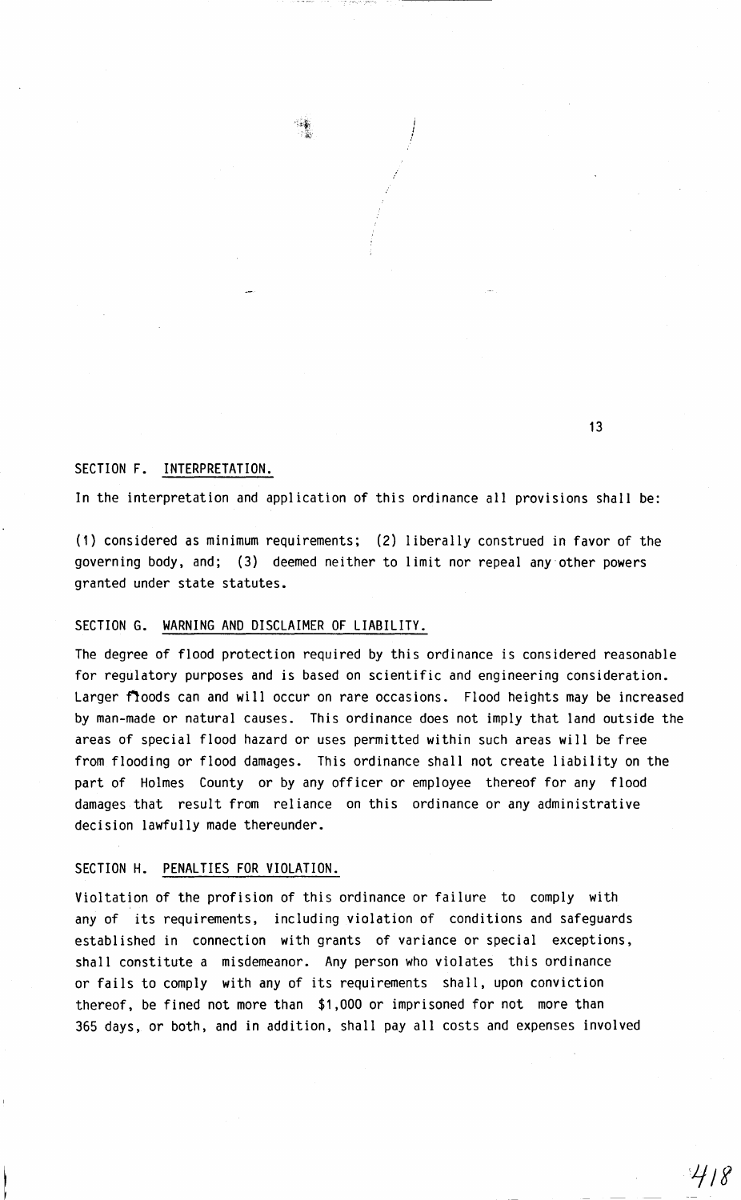## SECTION F. INTERPRETATION.

In the interpretation and application of this ordinance all provisions shall be:

(1) considered as minimum requirements; (2) liberally construed in favor of the governing body, and; (3) deemed neither to limit nor repeal any other powers granted under state statutes.

## SECTION G. WARNING AND DISCLAIMER OF LIABILITY.

The degree of flood protection required by this ordinance is considered reasonable for regulatory purposes and is based on scientific and engineering consideration. Larger floods can and will occur on rare occasions. Flood heights may be increased by man-made or natural causes. This ordinance does not imply that land outside the areas of special flood hazard or uses permitted within such areas will be free from flooding or flood damages. This ordinance shall not create liability on the part of Holmes County or by any officer or employee thereof for any flood damages that result from reliance on this ordinance or any administrative decision lawfully made thereunder.

## SECTION H. PENALTIES FOR VIOLATION.

Violtation of the profision of this ordinance or failure to comply with any of its requirements, including violation of conditions and safeguards established in connection with grants of variance or special exceptions, shall constitute a misdemeanor. Any person who violates this ordinance or fails to comply with any of its requirements shall, upon conviction thereof, be fined not more than $1,000 or imprisoned for not more than 365 days, or both, and in addition, shall pay all costs and expenses involved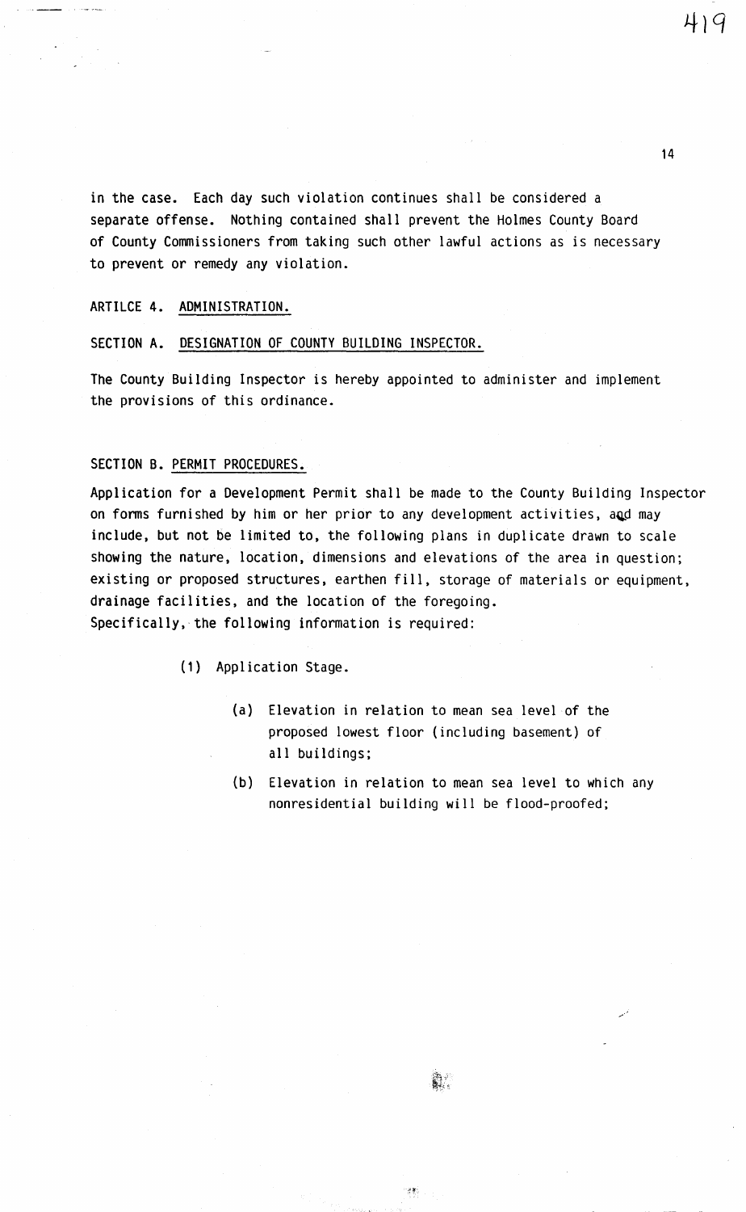in the case. Each day such violation continues shall be considered a separate offense. Nothing contained shall prevent the Holmes County Board of County Commissioners from taking such other lawful actions as is necessary to prevent or remedy any violation.

ARTILCE 4. <u>ADMINISTRATION.</u>

SECTION A. <u>DESIGNATION OF COUNTY BUILDING INSPECTOR.</u>

The County Building Inspector is hereby appointed to administer and implement the provisions of this ordinance.

SECTION B. <u>PERMIT PROCEDURES.</u>

Application for a Development Permit shall be made to the County Building Inspector on forms furnished by him or her prior to any development activities, and may include, but not be limited to, the following plans in duplicate drawn to scale showing the nature, location, dimensions and elevations of the area in question; existing or proposed structures, earthen fill, storage of materials or equipment, drainage facilities, and the location of the foregoing.
Specifically, the following information is required:

(1) Application Stage.

(a) Elevation in relation to mean sea level of the proposed lowest floor (including basement) of all buildings;

(b) Elevation in relation to mean sea level to which any nonresidential building will be flood-proofed;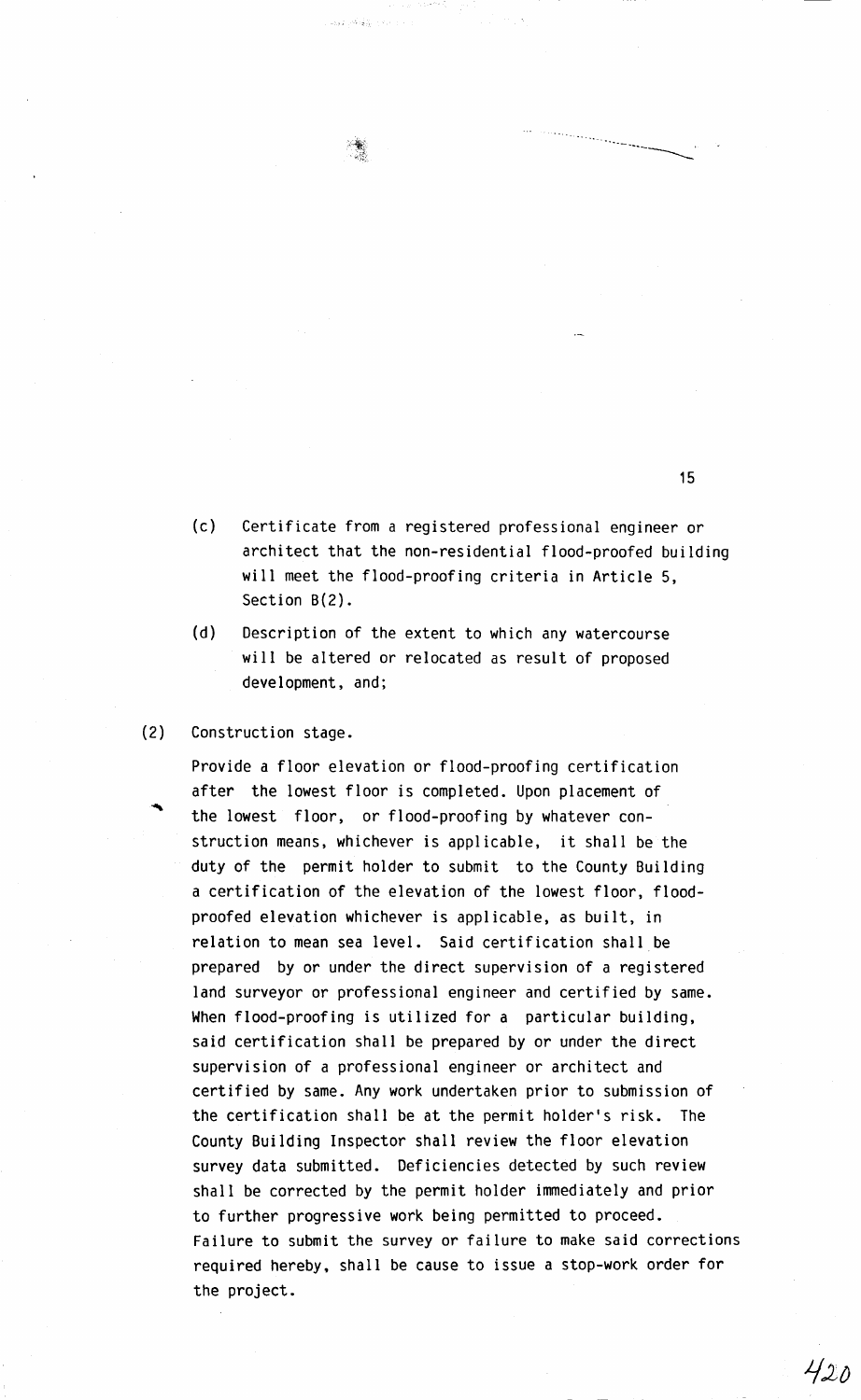(c) Certificate from a registered professional engineer or architect that the non-residential flood-proofed building will meet the flood-proofing criteria in Article 5, Section B(2).

(d) Description of the extent to which any watercourse will be altered or relocated as result of proposed development, and;

(2) Construction stage.

Provide a floor elevation or flood-proofing certification after the lowest floor is completed. Upon placement of the lowest floor, or flood-proofing by whatever construction means, whichever is applicable, it shall be the duty of the permit holder to submit to the County Building a certification of the elevation of the lowest floor, flood-proofed elevation whichever is applicable, as built, in relation to mean sea level. Said certification shall be prepared by or under the direct supervision of a registered land surveyor or professional engineer and certified by same. When flood-proofing is utilized for a particular building, said certification shall be prepared by or under the direct supervision of a professional engineer or architect and certified by same. Any work undertaken prior to submission of the certification shall be at the permit holder's risk. The County Building Inspector shall review the floor elevation survey data submitted. Deficiencies detected by such review shall be corrected by the permit holder immediately and prior to further progressive work being permitted to proceed. Failure to submit the survey or failure to make said corrections required hereby, shall be cause to issue a stop-work order for the project.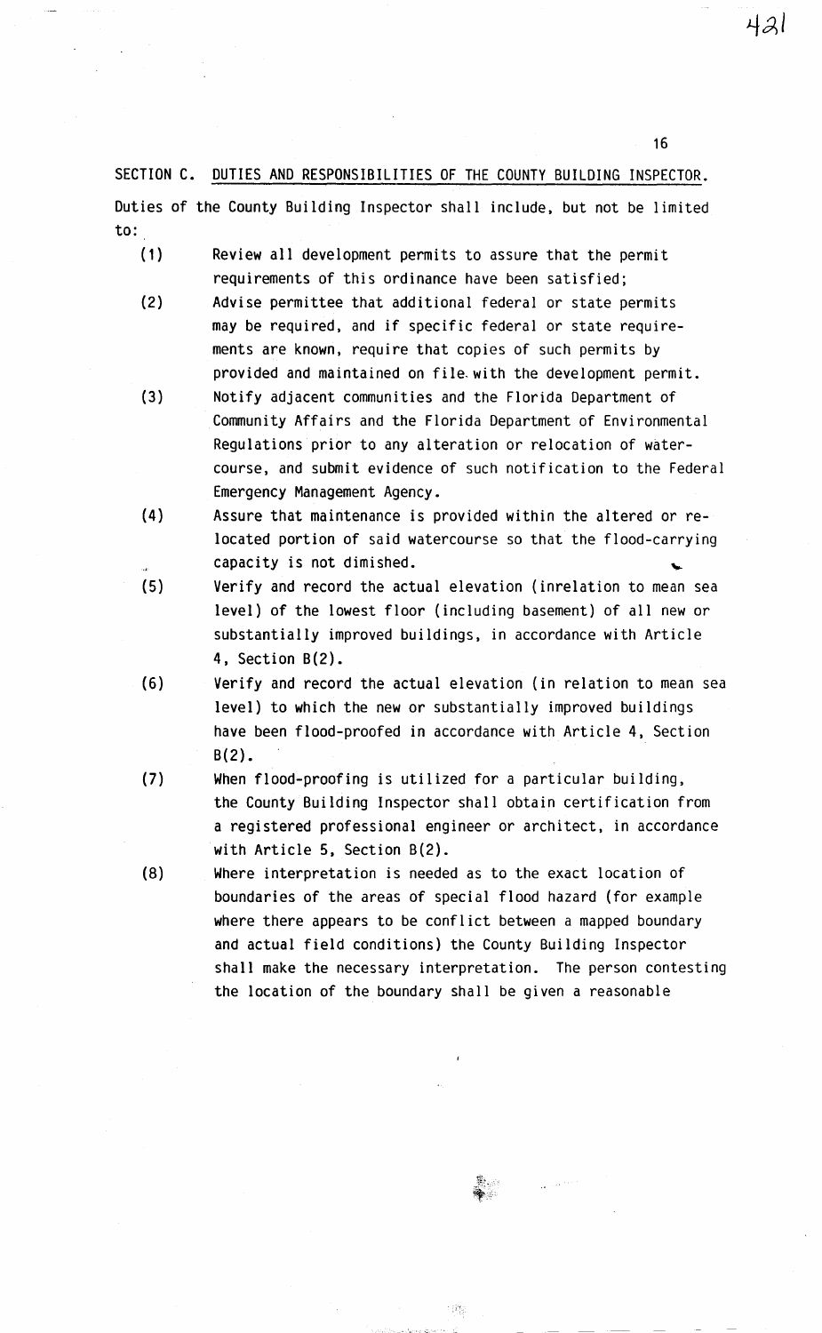SECTION C. DUTIES AND RESPONSIBILITIES OF THE COUNTY BUILDING INSPECTOR.

Duties of the County Building Inspector shall include, but not be limited to:

(1) Review all development permits to assure that the permit requirements of this ordinance have been satisfied;

(2) Advise permittee that additional federal or state permits may be required, and if specific federal or state requirements are known, require that copies of such permits by provided and maintained on file with the development permit.

(3) Notify adjacent communities and the Florida Department of Community Affairs and the Florida Department of Environmental Regulations prior to any alteration or relocation of watercourse, and submit evidence of such notification to the Federal Emergency Management Agency.

(4) Assure that maintenance is provided within the altered or relocated portion of said watercourse so that the flood-carrying capacity is not dimished.

(5) Verify and record the actual elevation (inrelation to mean sea level) of the lowest floor (including basement) of all new or substantially improved buildings, in accordance with Article 4, Section B(2).

(6) Verify and record the actual elevation (in relation to mean sea level) to which the new or substantially improved buildings have been flood-proofed in accordance with Article 4, Section B(2).

(7) When flood-proofing is utilized for a particular building, the County Building Inspector shall obtain certification from a registered professional engineer or architect, in accordance with Article 5, Section B(2).

(8) Where interpretation is needed as to the exact location of boundaries of the areas of special flood hazard (for example where there appears to be conflict between a mapped boundary and actual field conditions) the County Building Inspector shall make the necessary interpretation. The person contesting the location of the boundary shall be given a reasonable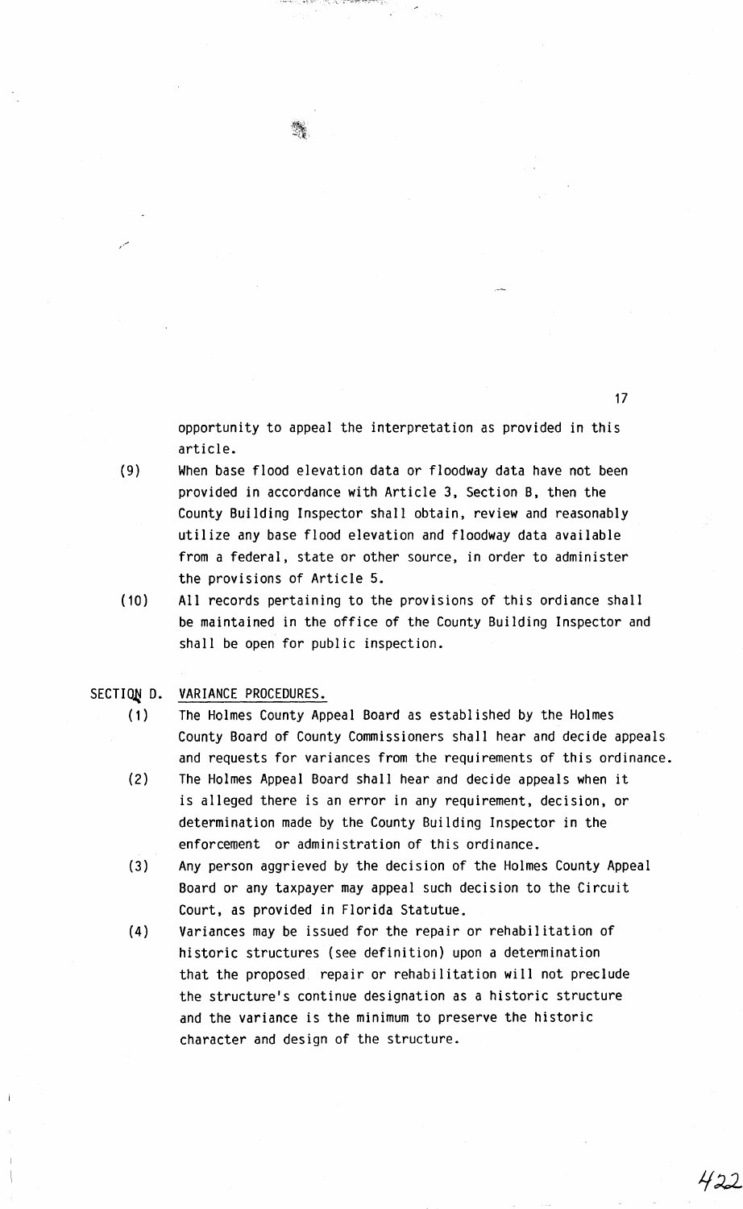opportunity to appeal the interpretation as provided in this article.

(9) When base flood elevation data or floodway data have not been provided in accordance with Article 3, Section B, then the County Building Inspector shall obtain, review and reasonably utilize any base flood elevation and floodway data available from a federal, state or other source, in order to administer the provisions of Article 5.

(10) All records pertaining to the provisions of this ordiance shall be maintained in the office of the County Building Inspector and shall be open for public inspection.

SECTION D. VARIANCE PROCEDURES.

(1) The Holmes County Appeal Board as established by the Holmes County Board of County Commissioners shall hear and decide appeals and requests for variances from the requirements of this ordinance.

(2) The Holmes Appeal Board shall hear and decide appeals when it is alleged there is an error in any requirement, decision, or determination made by the County Building Inspector in the enforcement or administration of this ordinance.

(3) Any person aggrieved by the decision of the Holmes County Appeal Board or any taxpayer may appeal such decision to the Circuit Court, as provided in Florida Statutue.

(4) Variances may be issued for the repair or rehabilitation of historic structures (see definition) upon a determination that the proposed repair or rehabilitation will not preclude the structure's continue designation as a historic structure and the variance is the minimum to preserve the historic character and design of the structure.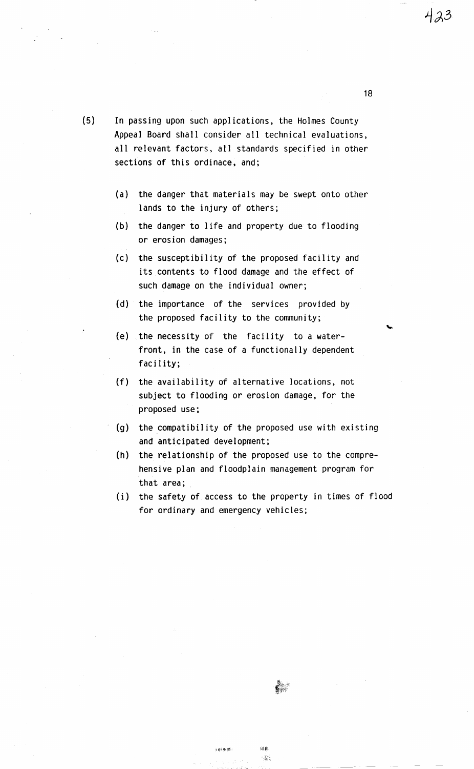(5) In passing upon such applications, the Holmes County Appeal Board shall consider all technical evaluations, all relevant factors, all standards specified in other sections of this ordinace, and;

- (a) the danger that materials may be swept onto other lands to the injury of others;
- (b) the danger to life and property due to flooding or erosion damages;
- (c) the susceptibility of the proposed facility and its contents to flood damage and the effect of such damage on the individual owner;
- (d) the importance of the services provided by the proposed facility to the community;
- (e) the necessity of the facility to a waterfront, in the case of a functionally dependent facility;
- (f) the availability of alternative locations, not subject to flooding or erosion damage, for the proposed use;
- (g) the compatibility of the proposed use with existing and anticipated development;
- (h) the relationship of the proposed use to the comprehensive plan and floodplain management program for that area;
- (i) the safety of access to the property in times of flood for ordinary and emergency vehicles;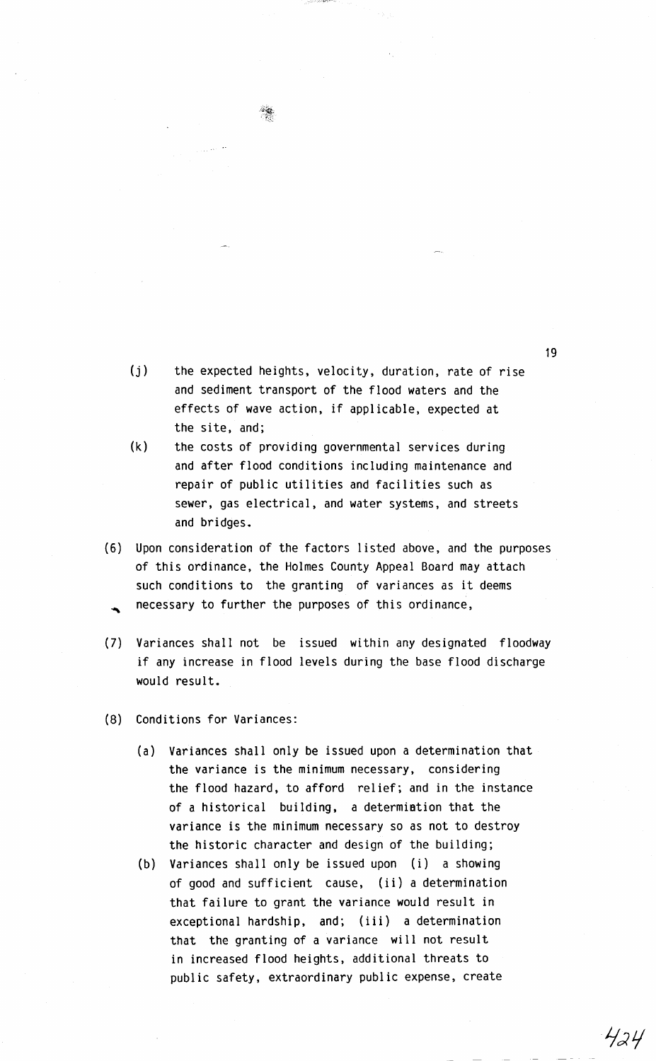(j) the expected heights, velocity, duration, rate of rise and sediment transport of the flood waters and the effects of wave action, if applicable, expected at the site, and;

(k) the costs of providing governmental services during and after flood conditions including maintenance and repair of public utilities and facilities such as sewer, gas electrical, and water systems, and streets and bridges.

(6) Upon consideration of the factors listed above, and the purposes of this ordinance, the Holmes County Appeal Board may attach such conditions to the granting of variances as it deems necessary to further the purposes of this ordinance,

(7) Variances shall not be issued within any designated floodway if any increase in flood levels during the base flood discharge would result.

(8) Conditions for Variances:

(a) Variances shall only be issued upon a determination that the variance is the minimum necessary, considering the flood hazard, to afford relief; and in the instance of a historical building, a determiation that the variance is the minimum necessary so as not to destroy the historic character and design of the building;

(b) Variances shall only be issued upon (i) a showing of good and sufficient cause, (ii) a determination that failure to grant the variance would result in exceptional hardship, and; (iii) a determination that the granting of a variance will not result in increased flood heights, additional threats to public safety, extraordinary public expense, create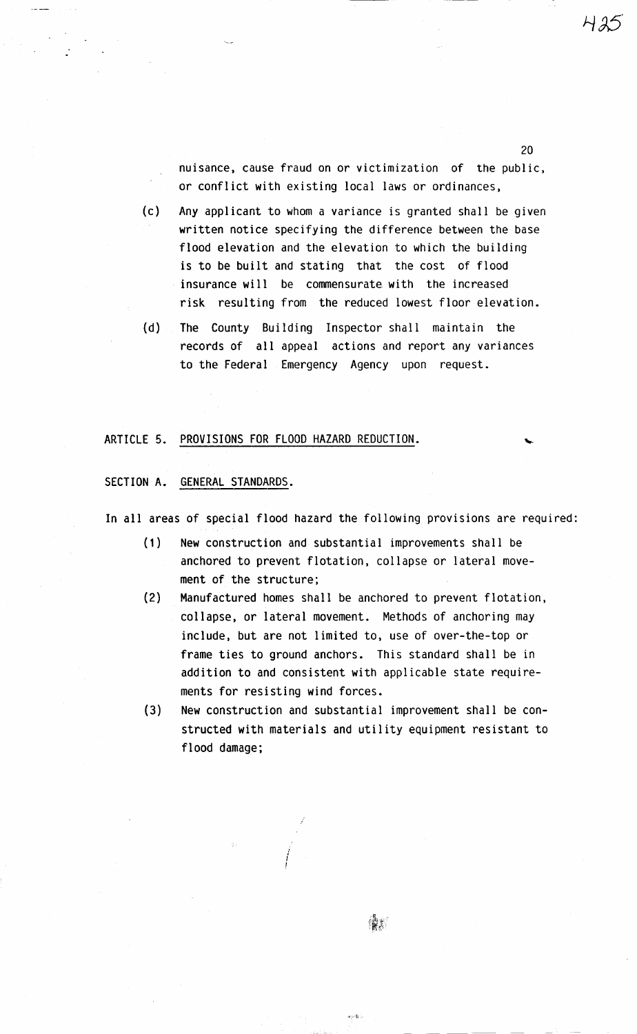nuisance, cause fraud on or victimization of the public, or conflict with existing local laws or ordinances,

(c) Any applicant to whom a variance is granted shall be given written notice specifying the difference between the base flood elevation and the elevation to which the building is to be built and stating that the cost of flood insurance will be commensurate with the increased risk resulting from the reduced lowest floor elevation.

(d) The County Building Inspector shall maintain the records of all appeal actions and report any variances to the Federal Emergency Agency upon request.

## ARTICLE 5. PROVISIONS FOR FLOOD HAZARD REDUCTION.

### SECTION A. GENERAL STANDARDS.

In all areas of special flood hazard the following provisions are required:

(1) New construction and substantial improvements shall be anchored to prevent flotation, collapse or lateral movement of the structure;

(2) Manufactured homes shall be anchored to prevent flotation, collapse, or lateral movement. Methods of anchoring may include, but are not limited to, use of over-the-top or frame ties to ground anchors. This standard shall be in addition to and consistent with applicable state requirements for resisting wind forces.

(3) New construction and substantial improvement shall be constructed with materials and utility equipment resistant to flood damage;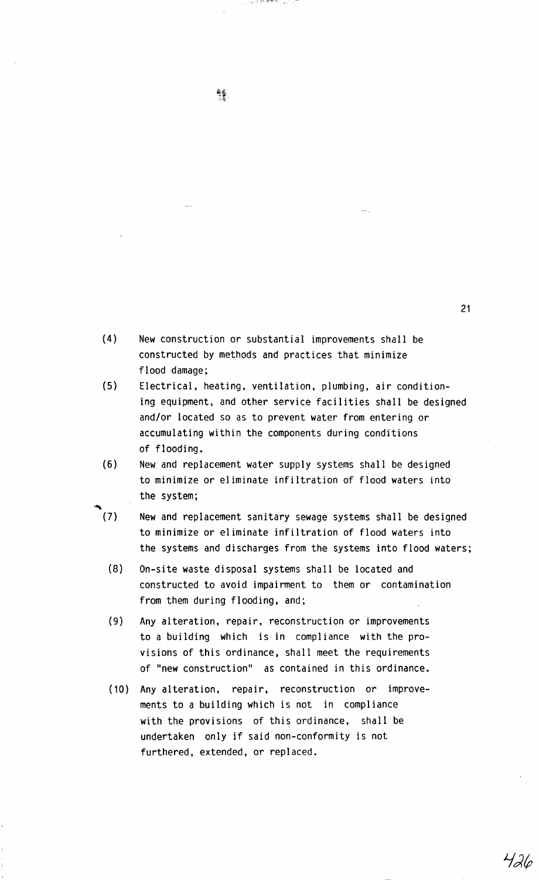(4) New construction or substantial improvements shall be constructed by methods and practices that minimize flood damage;

(5) Electrical, heating, ventilation, plumbing, air conditioning equipment, and other service facilities shall be designed and/or located so as to prevent water from entering or accumulating within the components during conditions of flooding.

(6) New and replacement water supply systems shall be designed to minimize or eliminate infiltration of flood waters into the system;

(7) New and replacement sanitary sewage systems shall be designed to minimize or eliminate infiltration of flood waters into the systems and discharges from the systems into flood waters;

(8) On-site waste disposal systems shall be located and constructed to avoid impairment to them or contamination from them during flooding, and;

(9) Any alteration, repair, reconstruction or improvements to a building which is in compliance with the provisions of this ordinance, shall meet the requirements of "new construction" as contained in this ordinance.

(10) Any alteration, repair, reconstruction or improvements to a building which is not in compliance with the provisions of this ordinance, shall be undertaken only if said non-conformity is not furthered, extended, or replaced.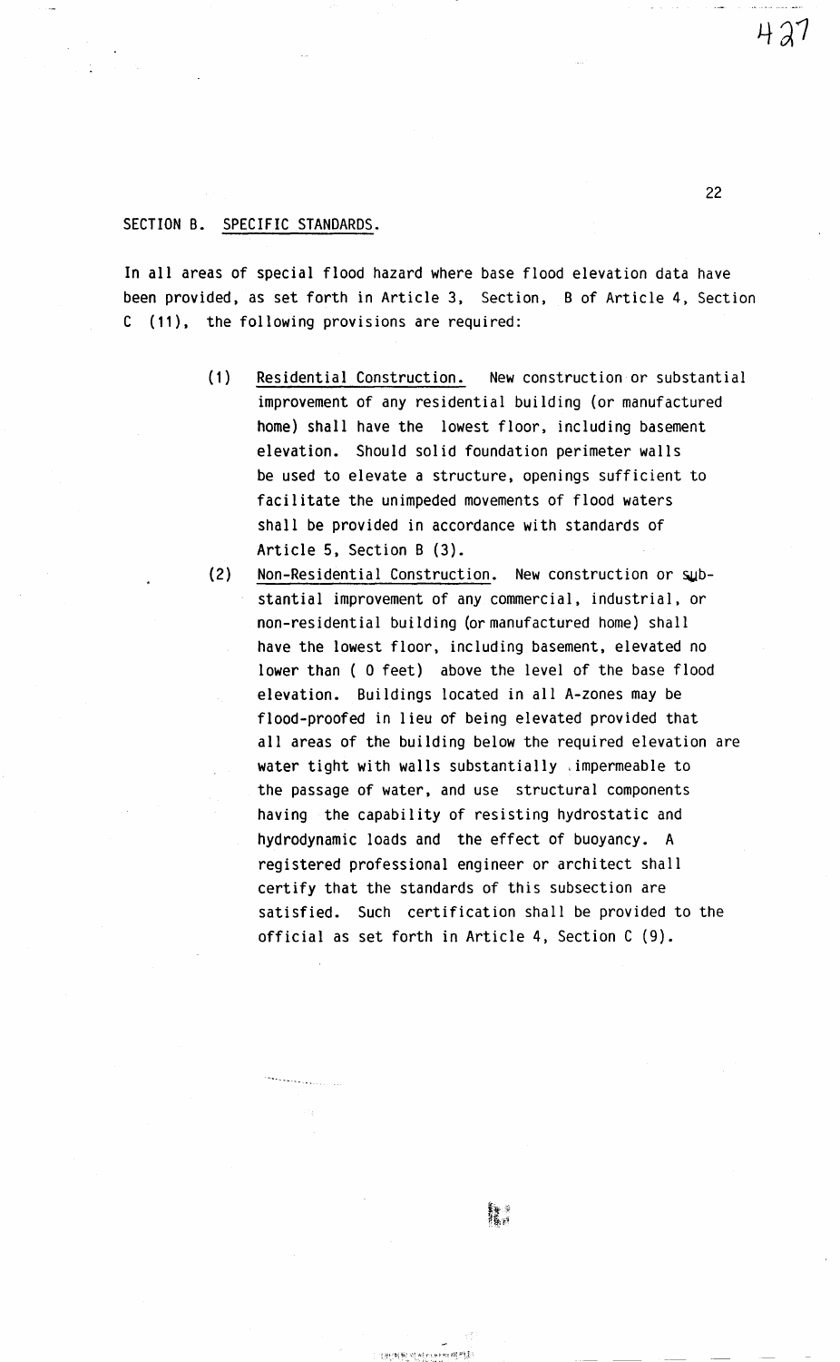SECTION B. SPECIFIC STANDARDS.

In all areas of special flood hazard where base flood elevation data have been provided, as set forth in Article 3, Section, B of Article 4, Section C (11), the following provisions are required:

(1) Residential Construction. New construction or substantial improvement of any residential building (or manufactured home) shall have the lowest floor, including basement elevation. Should solid foundation perimeter walls be used to elevate a structure, openings sufficient to facilitate the unimpeded movements of flood waters shall be provided in accordance with standards of Article 5, Section B (3).

(2) Non-Residential Construction. New construction or substantial improvement of any commercial, industrial, or non-residential building (or manufactured home) shall have the lowest floor, including basement, elevated no lower than ( 0 feet) above the level of the base flood elevation. Buildings located in all A-zones may be flood-proofed in lieu of being elevated provided that all areas of the building below the required elevation are water tight with walls substantially impermeable to the passage of water, and use structural components having the capability of resisting hydrostatic and hydrodynamic loads and the effect of buoyancy. A registered professional engineer or architect shall certify that the standards of this subsection are satisfied. Such certification shall be provided to the official as set forth in Article 4, Section C (9).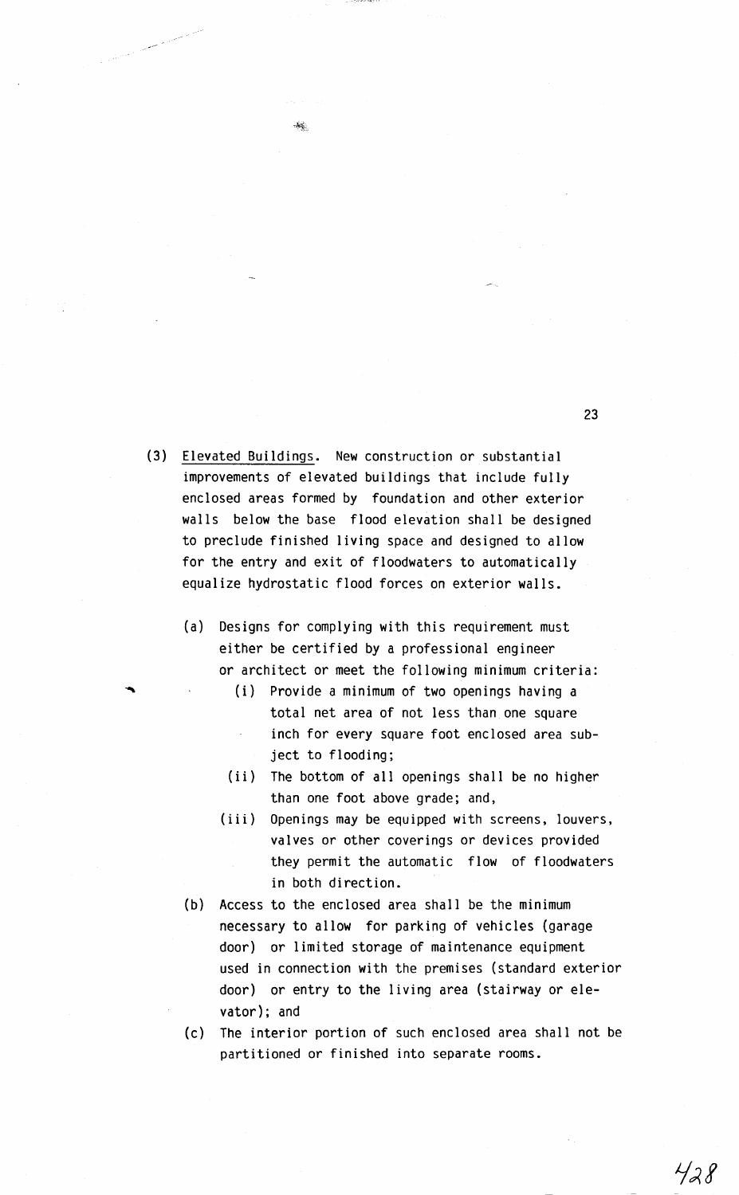(3) Elevated Buildings. New construction or substantial improvements of elevated buildings that include fully enclosed areas formed by foundation and other exterior walls below the base flood elevation shall be designed to preclude finished living space and designed to allow for the entry and exit of floodwaters to automatically equalize hydrostatic flood forces on exterior walls.

   (a) Designs for complying with this requirement must either be certified by a professional engineer or architect or meet the following minimum criteria:

      (i) Provide a minimum of two openings having a total net area of not less than one square inch for every square foot enclosed area subject to flooding;

      (ii) The bottom of all openings shall be no higher than one foot above grade; and,

      (iii) Openings may be equipped with screens, louvers, valves or other coverings or devices provided they permit the automatic flow of floodwaters in both direction.

   (b) Access to the enclosed area shall be the minimum necessary to allow for parking of vehicles (garage door) or limited storage of maintenance equipment used in connection with the premises (standard exterior door) or entry to the living area (stairway or elevator); and

   (c) The interior portion of such enclosed area shall not be partitioned or finished into separate rooms.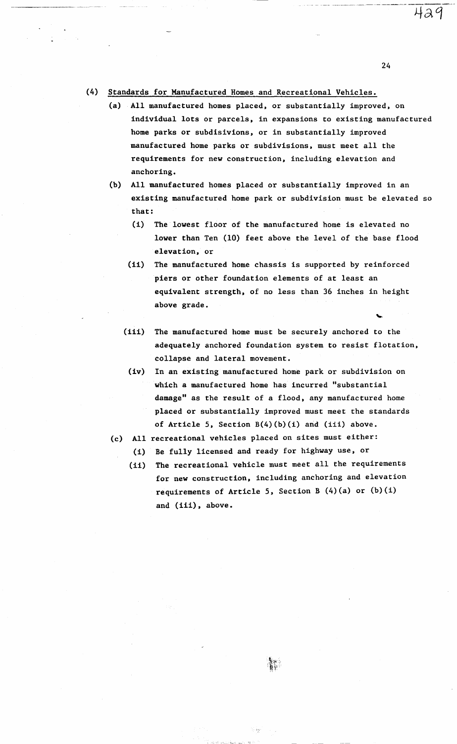(4) Standards for Manufactured Homes and Recreational Vehicles.

(a) All manufactured homes placed, or substantially improved, on individual lots or parcels, in expansions to existing manufactured home parks or subdisivions, or in substantially improved manufactured home parks or subdivisions, must meet all the requirements for new construction, including elevation and anchoring.

(b) All manufactured homes placed or substantially improved in an existing manufactured home park or subdivision must be elevated so that:

(i) The lowest floor of the manufactured home is elevated no lower than Ten (10) feet above the level of the base flood elevation, or

(ii) The manufactured home chassis is supported by reinforced piers or other foundation elements of at least an equivalent strength, of no less than 36 inches in height above grade.

(iii) The manufactured home must be securely anchored to the adequately anchored foundation system to resist flotation, collapse and lateral movement.

(iv) In an existing manufactured home park or subdivision on which a manufactured home has incurred "substantial damage" as the result of a flood, any manufactured home placed or substantially improved must meet the standards of Article 5, Section B(4)(b)(i) and (iii) above.

(c) All recreational vehicles placed on sites must either:

(i) Be fully licensed and ready for highway use, or

(ii) The recreational vehicle must meet all the requirements for new construction, including anchoring and elevation requirements of Article 5, Section B (4)(a) or (b)(i) and (iii), above.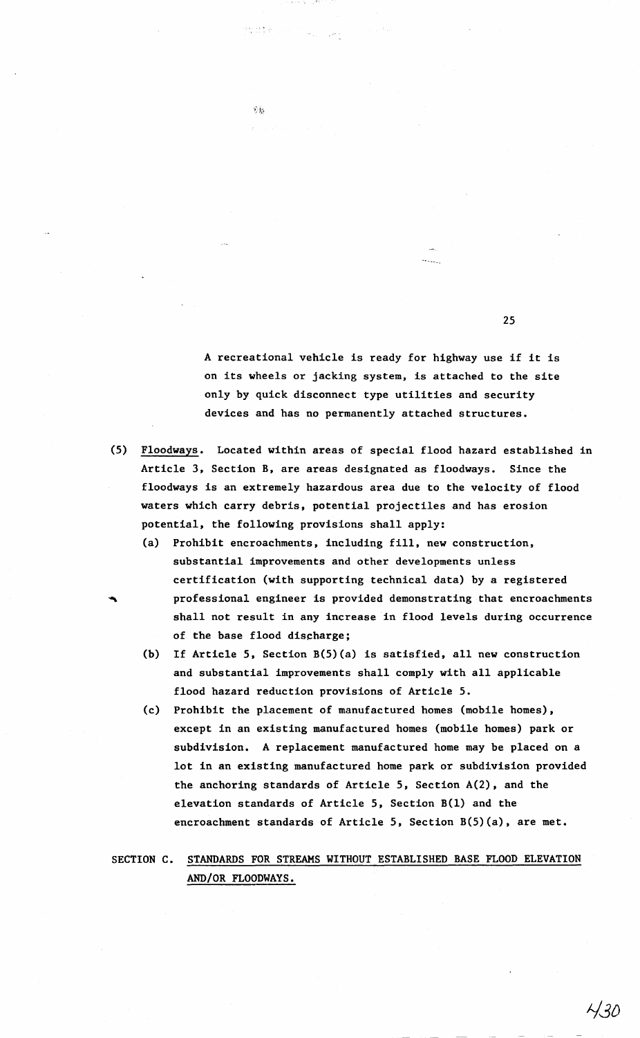A recreational vehicle is ready for highway use if it is on its wheels or jacking system, is attached to the site only by quick disconnect type utilities and security devices and has no permanently attached structures.

(5) Floodways. Located within areas of special flood hazard established in Article 3, Section B, are areas designated as floodways. Since the floodways is an extremely hazardous area due to the velocity of flood waters which carry debris, potential projectiles and has erosion potential, the following provisions shall apply:

(a) Prohibit encroachments, including fill, new construction, substantial improvements and other developments unless certification (with supporting technical data) by a registered professional engineer is provided demonstrating that encroachments shall not result in any increase in flood levels during occurrence of the base flood discharge;

(b) If Article 5, Section B(5)(a) is satisfied, all new construction and substantial improvements shall comply with all applicable flood hazard reduction provisions of Article 5.

(c) Prohibit the placement of manufactured homes (mobile homes), except in an existing manufactured homes (mobile homes) park or subdivision. A replacement manufactured home may be placed on a lot in an existing manufactured home park or subdivision provided the anchoring standards of Article 5, Section A(2), and the elevation standards of Article 5, Section B(1) and the encroachment standards of Article 5, Section B(5)(a), are met.

## SECTION C. STANDARDS FOR STREAMS WITHOUT ESTABLISHED BASE FLOOD ELEVATION AND/OR FLOODWAYS.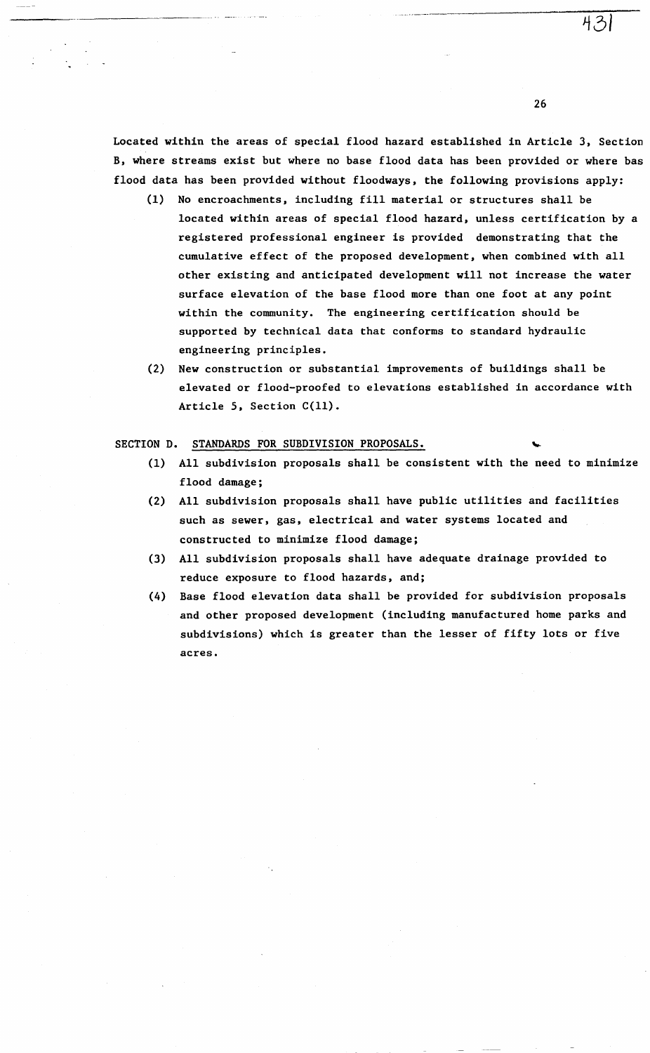Located within the areas of special flood hazard established in Article 3, Section B, where streams exist but where no base flood data has been provided or where bas flood data has been provided without floodways, the following provisions apply:

(1) No encroachments, including fill material or structures shall be located within areas of special flood hazard, unless certification by a registered professional engineer is provided demonstrating that the cumulative effect of the proposed development, when combined with all other existing and anticipated development will not increase the water surface elevation of the base flood more than one foot at any point within the community. The engineering certification should be supported by technical data that conforms to standard hydraulic engineering principles.

(2) New construction or substantial improvements of buildings shall be elevated or flood-proofed to elevations established in accordance with Article 5, Section C(11).

SECTION D. STANDARDS FOR SUBDIVISION PROPOSALS.

(1) All subdivision proposals shall be consistent with the need to minimize flood damage;

(2) All subdivision proposals shall have public utilities and facilities such as sewer, gas, electrical and water systems located and constructed to minimize flood damage;

(3) All subdivision proposals shall have adequate drainage provided to reduce exposure to flood hazards, and;

(4) Base flood elevation data shall be provided for subdivision proposals and other proposed development (including manufactured home parks and subdivisions) which is greater than the lesser of fifty lots or five acres.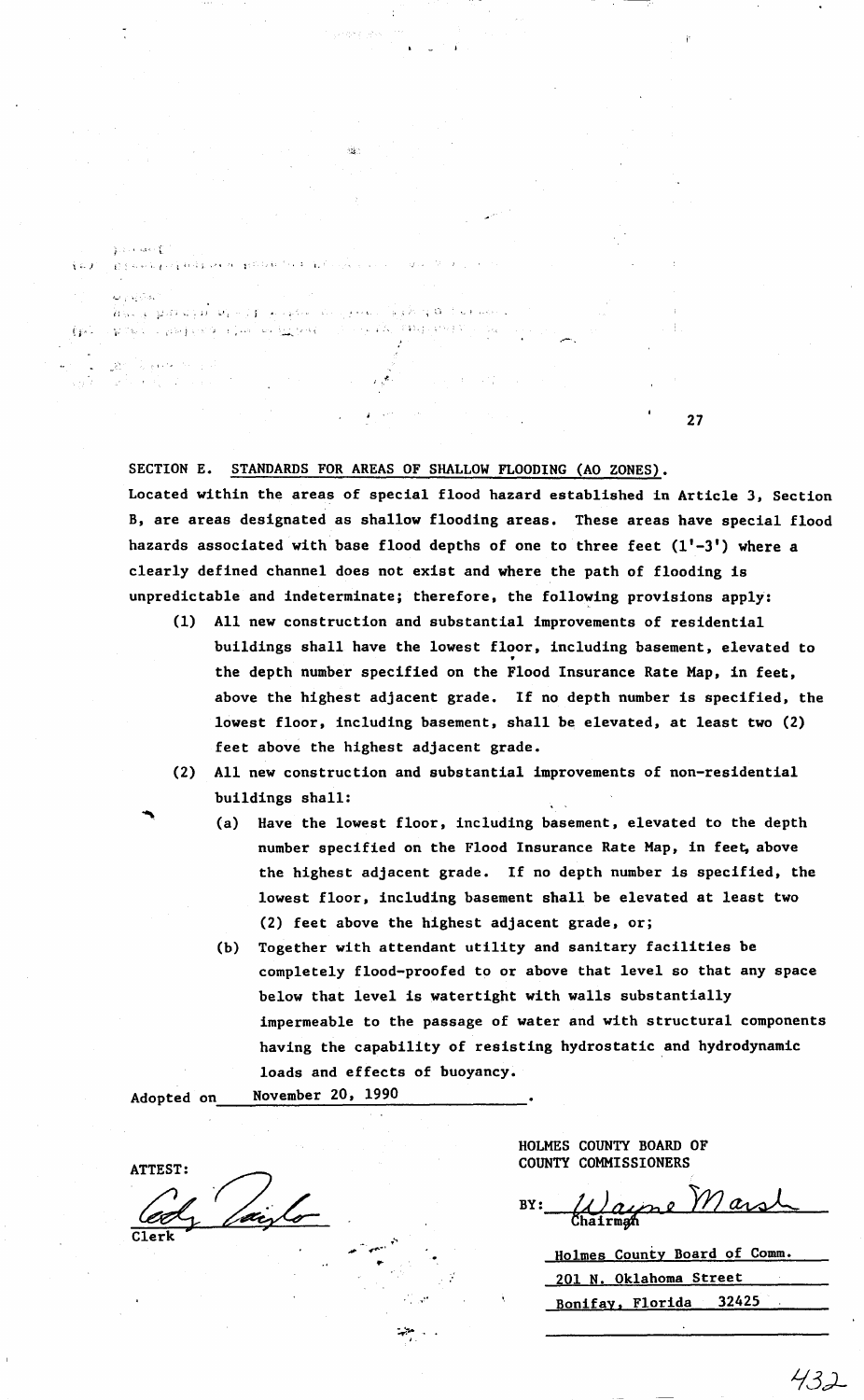SECTION E. STANDARDS FOR AREAS OF SHALLOW FLOODING (AO ZONES).

Located within the areas of special flood hazard established in Article 3, Section B, are areas designated as shallow flooding areas. These areas have special flood hazards associated with base flood depths of one to three feet (1'-3') where a clearly defined channel does not exist and where the path of flooding is unpredictable and indeterminate; therefore, the following provisions apply:

(1) All new construction and substantial improvements of residential buildings shall have the lowest floor, including basement, elevated to the depth number specified on the Flood Insurance Rate Map, in feet, above the highest adjacent grade. If no depth number is specified, the lowest floor, including basement, shall be elevated, at least two (2) feet above the highest adjacent grade.

(2) All new construction and substantial improvements of non-residential buildings shall:

(a) Have the lowest floor, including basement, elevated to the depth number specified on the Flood Insurance Rate Map, in feet, above the highest adjacent grade. If no depth number is specified, the lowest floor, including basement shall be elevated at least two (2) feet above the highest adjacent grade, or;

(b) Together with attendant utility and sanitary facilities be completely flood-proofed to or above that level so that any space below that level is watertight with walls substantially impermeable to the passage of water and with structural components having the capability of resisting hydrostatic and hydrodynamic loads and effects of buoyancy.

Adopted on November 20, 1990.

ATTEST:

Cody Taylor
Clerk

HOLMES COUNTY BOARD OF COUNTY COMMISSIONERS

BY: Wayne Marsh
Chairman

Holmes County Board of Comm.
201 N. Oklahoma Street
Bonifay, Florida 32425